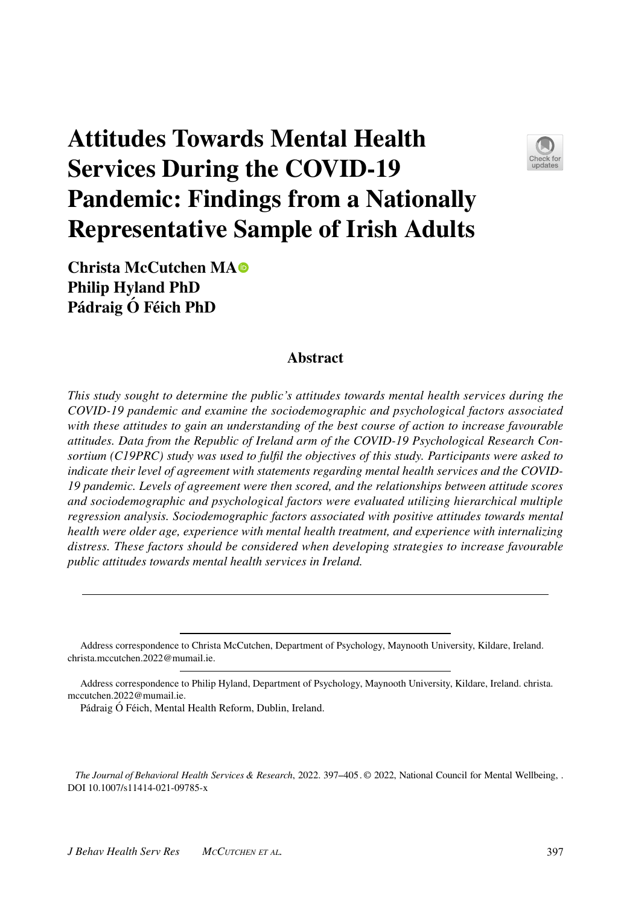# Attitudes Towards Mental Health Services During the COVID-19 Pandemic: Findings from a Nationally Representative Sample of Irish Adults

**Christa McCutchen MA**
**Philip Hyland PhD**
**Pádraig Ó Féich PhD**

## Abstract

*This study sought to determine the public's attitudes towards mental health services during the COVID-19 pandemic and examine the sociodemographic and psychological factors associated with these attitudes to gain an understanding of the best course of action to increase favourable attitudes. Data from the Republic of Ireland arm of the COVID-19 Psychological Research Consortium (C19PRC) study was used to fulfil the objectives of this study. Participants were asked to indicate their level of agreement with statements regarding mental health services and the COVID-19 pandemic. Levels of agreement were then scored, and the relationships between attitude scores and sociodemographic and psychological factors were evaluated utilizing hierarchical multiple regression analysis. Sociodemographic factors associated with positive attitudes towards mental health were older age, experience with mental health treatment, and experience with internalizing distress. These factors should be considered when developing strategies to increase favourable public attitudes towards mental health services in Ireland.*

---

Address correspondence to Christa McCutchen, Department of Psychology, Maynooth University, Kildare, Ireland. christa.mccutchen.2022@mumail.ie.

Address correspondence to Philip Hyland, Department of Psychology, Maynooth University, Kildare, Ireland. christa.mccutchen.2022@mumail.ie.

Pádraig Ó Féich, Mental Health Reform, Dublin, Ireland.

*The Journal of Behavioral Health Services & Research*, 2022. 397–405. © 2022, National Council for Mental Wellbeing, . DOI 10.1007/s11414-021-09785-x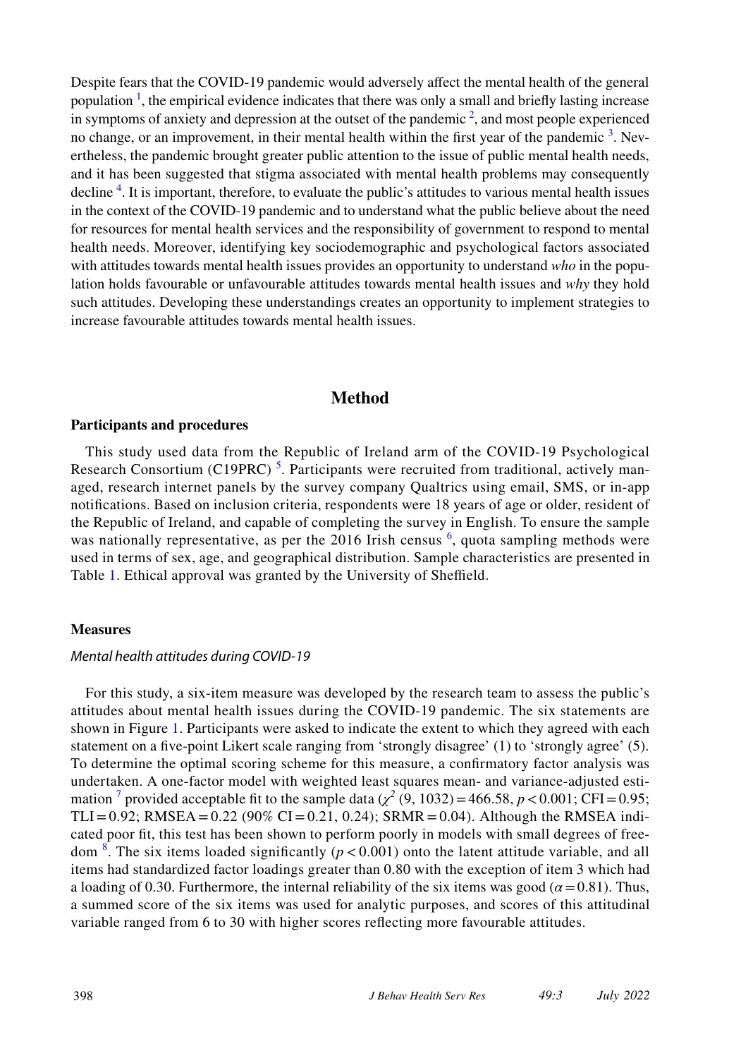Despite fears that the COVID-19 pandemic would adversely affect the mental health of the general population [1], the empirical evidence indicates that there was only a small and briefly lasting increase in symptoms of anxiety and depression at the outset of the pandemic [2], and most people experienced no change, or an improvement, in their mental health within the first year of the pandemic [3]. Nevertheless, the pandemic brought greater public attention to the issue of public mental health needs, and it has been suggested that stigma associated with mental health problems may consequently decline [4]. It is important, therefore, to evaluate the public's attitudes to various mental health issues in the context of the COVID-19 pandemic and to understand what the public believe about the need for resources for mental health services and the responsibility of government to respond to mental health needs. Moreover, identifying key sociodemographic and psychological factors associated with attitudes towards mental health issues provides an opportunity to understand *who* in the population holds favourable or unfavourable attitudes towards mental health issues and *why* they hold such attitudes. Developing these understandings creates an opportunity to implement strategies to increase favourable attitudes towards mental health issues.

## Method

### Participants and procedures

This study used data from the Republic of Ireland arm of the COVID-19 Psychological Research Consortium (C19PRC) [5]. Participants were recruited from traditional, actively managed, research internet panels by the survey company Qualtrics using email, SMS, or in-app notifications. Based on inclusion criteria, respondents were 18 years of age or older, resident of the Republic of Ireland, and capable of completing the survey in English. To ensure the sample was nationally representative, as per the 2016 Irish census [6], quota sampling methods were used in terms of sex, age, and geographical distribution. Sample characteristics are presented in Table 1. Ethical approval was granted by the University of Sheffield.

### Measures

#### *Mental health attitudes during COVID-19*

For this study, a six-item measure was developed by the research team to assess the public's attitudes about mental health issues during the COVID-19 pandemic. The six statements are shown in Figure 1. Participants were asked to indicate the extent to which they agreed with each statement on a five-point Likert scale ranging from 'strongly disagree' (1) to 'strongly agree' (5). To determine the optimal scoring scheme for this measure, a confirmatory factor analysis was undertaken. A one-factor model with weighted least squares mean- and variance-adjusted estimation [7] provided acceptable fit to the sample data ($\chi^2$ (9, 1032) = 466.58, $p < 0.001$; CFI = 0.95; TLI = 0.92; RMSEA = 0.22 (90% CI = 0.21, 0.24); SRMR = 0.04). Although the RMSEA indicated poor fit, this test has been shown to perform poorly in models with small degrees of freedom [8]. The six items loaded significantly ($p < 0.001$) onto the latent attitude variable, and all items had standardized factor loadings greater than 0.80 with the exception of item 3 which had a loading of 0.30. Furthermore, the internal reliability of the six items was good ($\alpha = 0.81$). Thus, a summed score of the six items was used for analytic purposes, and scores of this attitudinal variable ranged from 6 to 30 with higher scores reflecting more favourable attitudes.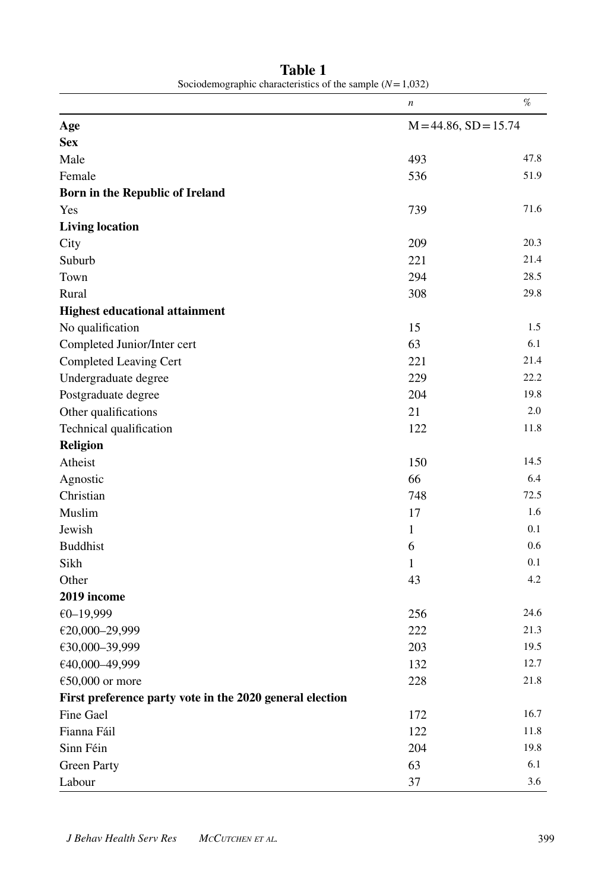**Table 1**
Sociodemographic characteristics of the sample ($N = 1{,}032$)

| | *n* | % |
|---|---|---|
| **Age** | M = 44.86, SD = 15.74 | |
| **Sex** | | |
| Male | 493 | 47.8 |
| Female | 536 | 51.9 |
| **Born in the Republic of Ireland** | | |
| Yes | 739 | 71.6 |
| **Living location** | | |
| City | 209 | 20.3 |
| Suburb | 221 | 21.4 |
| Town | 294 | 28.5 |
| Rural | 308 | 29.8 |
| **Highest educational attainment** | | |
| No qualification | 15 | 1.5 |
| Completed Junior/Inter cert | 63 | 6.1 |
| Completed Leaving Cert | 221 | 21.4 |
| Undergraduate degree | 229 | 22.2 |
| Postgraduate degree | 204 | 19.8 |
| Other qualifications | 21 | 2.0 |
| Technical qualification | 122 | 11.8 |
| **Religion** | | |
| Atheist | 150 | 14.5 |
| Agnostic | 66 | 6.4 |
| Christian | 748 | 72.5 |
| Muslim | 17 | 1.6 |
| Jewish | 1 | 0.1 |
| Buddhist | 6 | 0.6 |
| Sikh | 1 | 0.1 |
| Other | 43 | 4.2 |
| **2019 income** | | |
| €0–19,999 | 256 | 24.6 |
| €20,000–29,999 | 222 | 21.3 |
| €30,000–39,999 | 203 | 19.5 |
| €40,000–49,999 | 132 | 12.7 |
| €50,000 or more | 228 | 21.8 |
| **First preference party vote in the 2020 general election** | | |
| Fine Gael | 172 | 16.7 |
| Fianna Fáil | 122 | 11.8 |
| Sinn Féin | 204 | 19.8 |
| Green Party | 63 | 6.1 |
| Labour | 37 | 3.6 |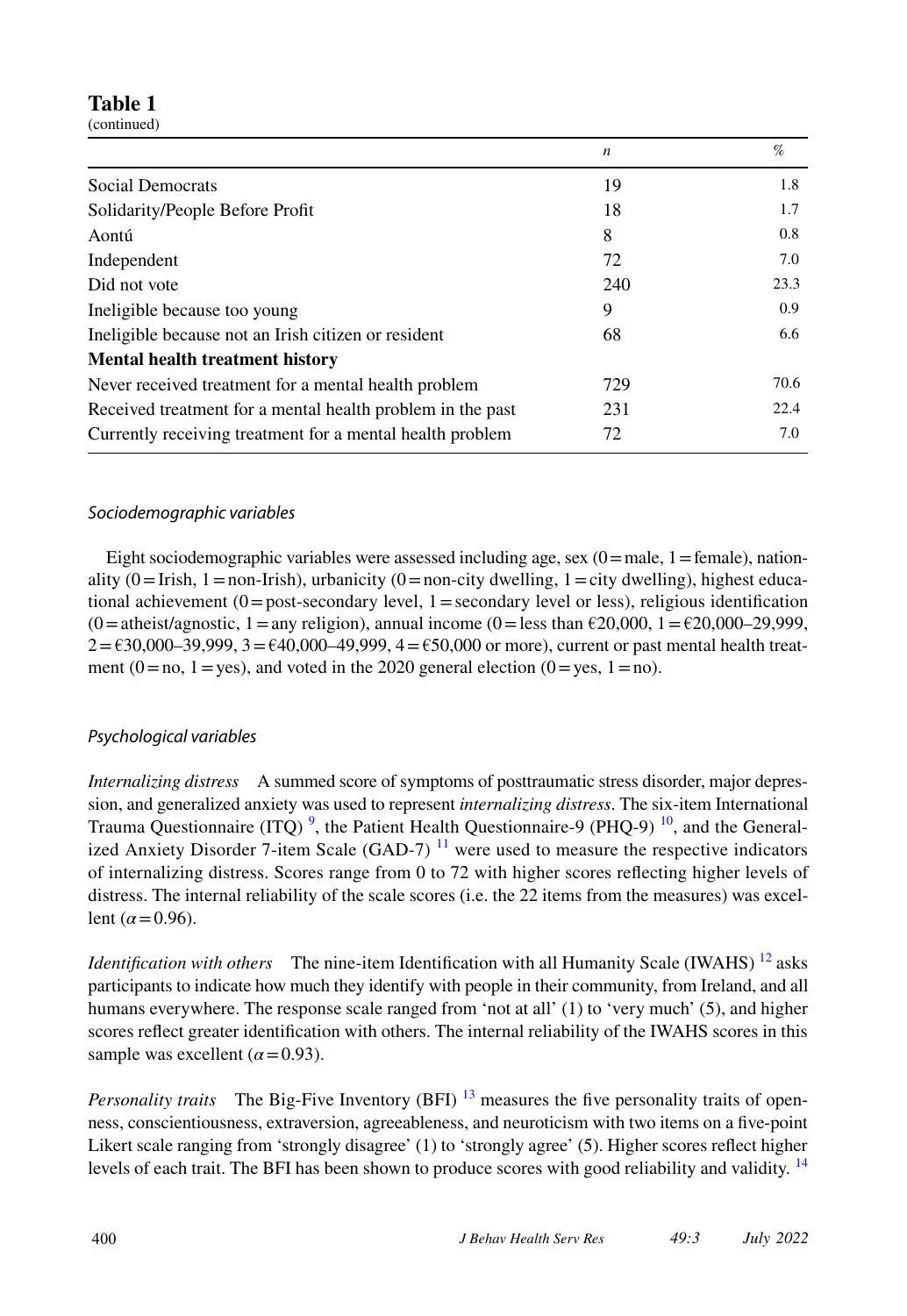**Table 1**
(continued)

| | *n* | % |
|---|---|---|
| Social Democrats | 19 | 1.8 |
| Solidarity/People Before Profit | 18 | 1.7 |
| Aontú | 8 | 0.8 |
| Independent | 72 | 7.0 |
| Did not vote | 240 | 23.3 |
| Ineligible because too young | 9 | 0.9 |
| Ineligible because not an Irish citizen or resident | 68 | 6.6 |
| **Mental health treatment history** | | |
| Never received treatment for a mental health problem | 729 | 70.6 |
| Received treatment for a mental health problem in the past | 231 | 22.4 |
| Currently receiving treatment for a mental health problem | 72 | 7.0 |

### *Sociodemographic variables*

Eight sociodemographic variables were assessed including age, sex (0 = male, 1 = female), nationality (0 = Irish, 1 = non-Irish), urbanicity (0 = non-city dwelling, 1 = city dwelling), highest educational achievement (0 = post-secondary level, 1 = secondary level or less), religious identification (0 = atheist/agnostic, 1 = any religion), annual income (0 = less than €20,000, 1 = €20,000–29,999, 2 = €30,000–39,999, 3 = €40,000–49,999, 4 = €50,000 or more), current or past mental health treatment (0 = no, 1 = yes), and voted in the 2020 general election (0 = yes, 1 = no).

### *Psychological variables*

*Internalizing distress* A summed score of symptoms of posttraumatic stress disorder, major depression, and generalized anxiety was used to represent *internalizing distress*. The six-item International Trauma Questionnaire (ITQ) [9], the Patient Health Questionnaire-9 (PHQ-9) [10], and the Generalized Anxiety Disorder 7-item Scale (GAD-7) [11] were used to measure the respective indicators of internalizing distress. Scores range from 0 to 72 with higher scores reflecting higher levels of distress. The internal reliability of the scale scores (i.e. the 22 items from the measures) was excellent ($\alpha = 0.96$).

*Identification with others* The nine-item Identification with all Humanity Scale (IWAHS) [12] asks participants to indicate how much they identify with people in their community, from Ireland, and all humans everywhere. The response scale ranged from 'not at all' (1) to 'very much' (5), and higher scores reflect greater identification with others. The internal reliability of the IWAHS scores in this sample was excellent ($\alpha = 0.93$).

*Personality traits* The Big-Five Inventory (BFI) [13] measures the five personality traits of openness, conscientiousness, extraversion, agreeableness, and neuroticism with two items on a five-point Likert scale ranging from 'strongly disagree' (1) to 'strongly agree' (5). Higher scores reflect higher levels of each trait. The BFI has been shown to produce scores with good reliability and validity. [14]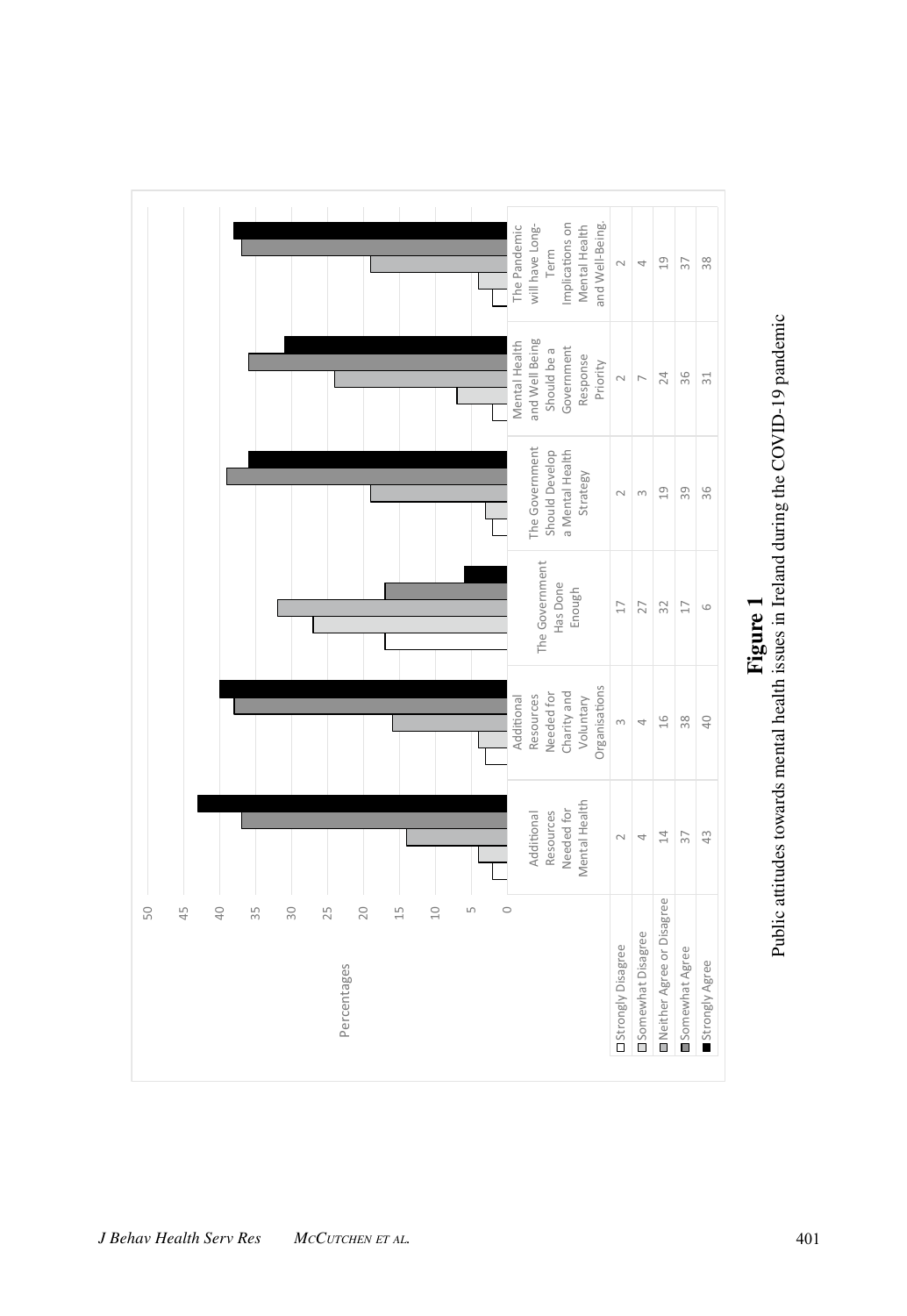| | Additional Resources Needed for Mental Health | Additional Resources Needed for Charity and Voluntary Organisations | The Government Has Done Enough | The Government Should Develop a Mental Health Strategy | Mental Health and Well Being Should be a Government Response Priority | The Pandemic will have Long-Term Implications on Mental Health and Well-Being. |
|---|---|---|---|---|---|---|
| Strongly Disagree | 2 | 3 | 17 | 2 | 2 | 2 |
| Somewhat Disagree | 4 | 4 | 27 | 3 | 7 | 4 |
| Neither Agree or Disagree | 14 | 16 | 32 | 19 | 24 | 19 |
| Somewhat Agree | 37 | 38 | 17 | 39 | 36 | 37 |
| Strongly Agree | 43 | 40 | 6 | 36 | 31 | 38 |

**Figure 1**
Public attitudes towards mental health issues in Ireland during the COVID-19 pandemic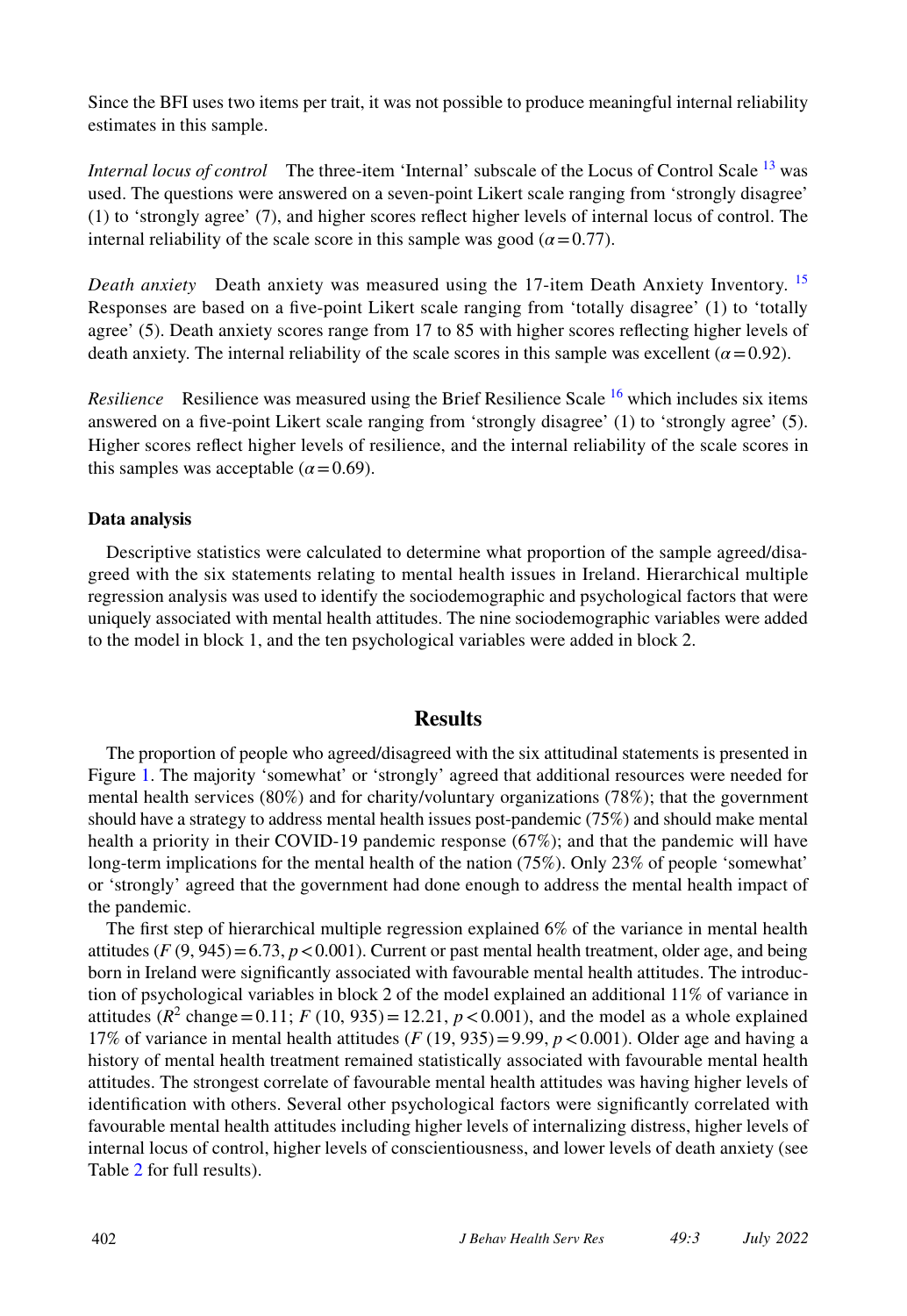Since the BFI uses two items per trait, it was not possible to produce meaningful internal reliability estimates in this sample.

*Internal locus of control* The three-item 'Internal' subscale of the Locus of Control Scale [13] was used. The questions were answered on a seven-point Likert scale ranging from 'strongly disagree' (1) to 'strongly agree' (7), and higher scores reflect higher levels of internal locus of control. The internal reliability of the scale score in this sample was good ($\alpha = 0.77$).

*Death anxiety* Death anxiety was measured using the 17-item Death Anxiety Inventory. [15] Responses are based on a five-point Likert scale ranging from 'totally disagree' (1) to 'totally agree' (5). Death anxiety scores range from 17 to 85 with higher scores reflecting higher levels of death anxiety. The internal reliability of the scale scores in this sample was excellent ($\alpha = 0.92$).

*Resilience* Resilience was measured using the Brief Resilience Scale [16] which includes six items answered on a five-point Likert scale ranging from 'strongly disagree' (1) to 'strongly agree' (5). Higher scores reflect higher levels of resilience, and the internal reliability of the scale scores in this samples was acceptable ($\alpha = 0.69$).

**Data analysis**

Descriptive statistics were calculated to determine what proportion of the sample agreed/disagreed with the six statements relating to mental health issues in Ireland. Hierarchical multiple regression analysis was used to identify the sociodemographic and psychological factors that were uniquely associated with mental health attitudes. The nine sociodemographic variables were added to the model in block 1, and the ten psychological variables were added in block 2.

## Results

The proportion of people who agreed/disagreed with the six attitudinal statements is presented in Figure 1. The majority 'somewhat' or 'strongly' agreed that additional resources were needed for mental health services (80%) and for charity/voluntary organizations (78%); that the government should have a strategy to address mental health issues post-pandemic (75%) and should make mental health a priority in their COVID-19 pandemic response (67%); and that the pandemic will have long-term implications for the mental health of the nation (75%). Only 23% of people 'somewhat' or 'strongly' agreed that the government had done enough to address the mental health impact of the pandemic.

The first step of hierarchical multiple regression explained 6% of the variance in mental health attitudes ($F$ (9, 945) = 6.73, $p < 0.001$). Current or past mental health treatment, older age, and being born in Ireland were significantly associated with favourable mental health attitudes. The introduction of psychological variables in block 2 of the model explained an additional 11% of variance in attitudes ($R^2$ change = 0.11; $F$ (10, 935) = 12.21, $p < 0.001$), and the model as a whole explained 17% of variance in mental health attitudes ($F$ (19, 935) = 9.99, $p < 0.001$). Older age and having a history of mental health treatment remained statistically associated with favourable mental health attitudes. The strongest correlate of favourable mental health attitudes was having higher levels of identification with others. Several other psychological factors were significantly correlated with favourable mental health attitudes including higher levels of internalizing distress, higher levels of internal locus of control, higher levels of conscientiousness, and lower levels of death anxiety (see Table 2 for full results).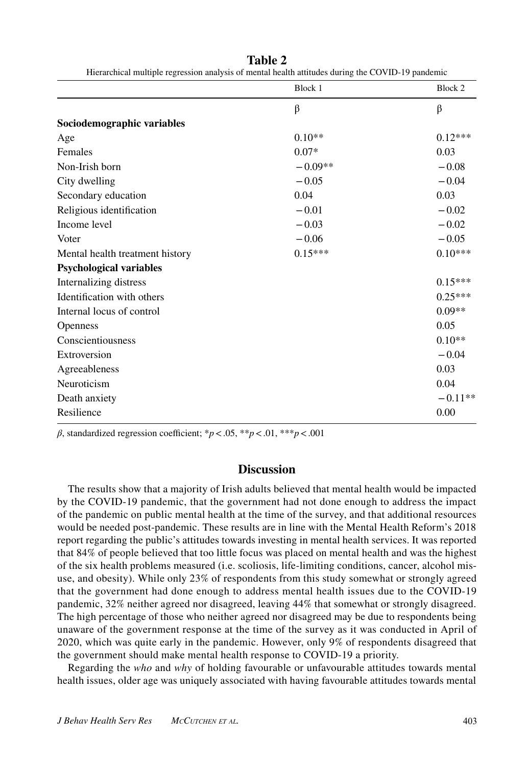**Table 2**

Hierarchical multiple regression analysis of mental health attitudes during the COVID-19 pandemic

| | Block 1 | Block 2 |
|---|---|---|
| | β | β |
| **Sociodemographic variables** | | |
| Age | 0.10** | 0.12*** |
| Females | 0.07* | 0.03 |
| Non-Irish born | −0.09** | −0.08 |
| City dwelling | −0.05 | −0.04 |
| Secondary education | 0.04 | 0.03 |
| Religious identification | −0.01 | −0.02 |
| Income level | −0.03 | −0.02 |
| Voter | −0.06 | −0.05 |
| Mental health treatment history | 0.15*** | 0.10*** |
| **Psychological variables** | | |
| Internalizing distress | | 0.15*** |
| Identification with others | | 0.25*** |
| Internal locus of control | | 0.09** |
| Openness | | 0.05 |
| Conscientiousness | | 0.10** |
| Extroversion | | −0.04 |
| Agreeableness | | 0.03 |
| Neuroticism | | 0.04 |
| Death anxiety | | −0.11** |
| Resilience | | 0.00 |

*β*, standardized regression coefficient; *$p < .05$, **$p < .01$, ***$p < .001$

## Discussion

The results show that a majority of Irish adults believed that mental health would be impacted by the COVID-19 pandemic, that the government had not done enough to address the impact of the pandemic on public mental health at the time of the survey, and that additional resources would be needed post-pandemic. These results are in line with the Mental Health Reform's 2018 report regarding the public's attitudes towards investing in mental health services. It was reported that 84% of people believed that too little focus was placed on mental health and was the highest of the six health problems measured (i.e. scoliosis, life-limiting conditions, cancer, alcohol misuse, and obesity). While only 23% of respondents from this study somewhat or strongly agreed that the government had done enough to address mental health issues due to the COVID-19 pandemic, 32% neither agreed nor disagreed, leaving 44% that somewhat or strongly disagreed. The high percentage of those who neither agreed nor disagreed may be due to respondents being unaware of the government response at the time of the survey as it was conducted in April of 2020, which was quite early in the pandemic. However, only 9% of respondents disagreed that the government should make mental health response to COVID-19 a priority.

Regarding the *who* and *why* of holding favourable or unfavourable attitudes towards mental health issues, older age was uniquely associated with having favourable attitudes towards mental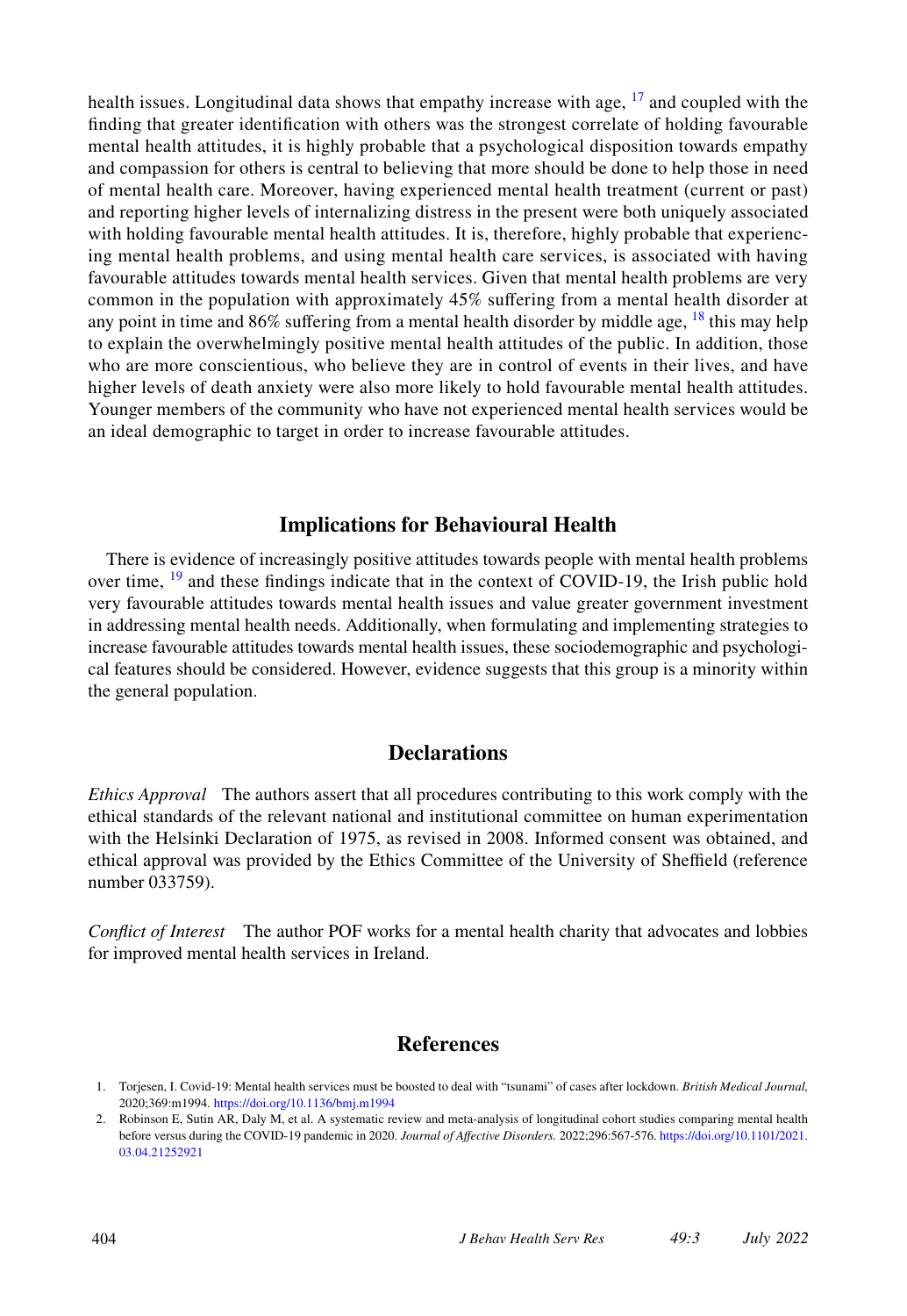health issues. Longitudinal data shows that empathy increase with age, [17] and coupled with the finding that greater identification with others was the strongest correlate of holding favourable mental health attitudes, it is highly probable that a psychological disposition towards empathy and compassion for others is central to believing that more should be done to help those in need of mental health care. Moreover, having experienced mental health treatment (current or past) and reporting higher levels of internalizing distress in the present were both uniquely associated with holding favourable mental health attitudes. It is, therefore, highly probable that experiencing mental health problems, and using mental health care services, is associated with having favourable attitudes towards mental health services. Given that mental health problems are very common in the population with approximately 45% suffering from a mental health disorder at any point in time and 86% suffering from a mental health disorder by middle age, [18] this may help to explain the overwhelmingly positive mental health attitudes of the public. In addition, those who are more conscientious, who believe they are in control of events in their lives, and have higher levels of death anxiety were also more likely to hold favourable mental health attitudes. Younger members of the community who have not experienced mental health services would be an ideal demographic to target in order to increase favourable attitudes.

## Implications for Behavioural Health

There is evidence of increasingly positive attitudes towards people with mental health problems over time, [19] and these findings indicate that in the context of COVID-19, the Irish public hold very favourable attitudes towards mental health issues and value greater government investment in addressing mental health needs. Additionally, when formulating and implementing strategies to increase favourable attitudes towards mental health issues, these sociodemographic and psychological features should be considered. However, evidence suggests that this group is a minority within the general population.

## Declarations

*Ethics Approval* The authors assert that all procedures contributing to this work comply with the ethical standards of the relevant national and institutional committee on human experimentation with the Helsinki Declaration of 1975, as revised in 2008. Informed consent was obtained, and ethical approval was provided by the Ethics Committee of the University of Sheffield (reference number 033759).

*Conflict of Interest* The author POF works for a mental health charity that advocates and lobbies for improved mental health services in Ireland.

## References

1. Torjesen, I. Covid-19: Mental health services must be boosted to deal with "tsunami" of cases after lockdown. *British Medical Journal,* 2020;369:m1994. https://doi.org/10.1136/bmj.m1994
2. Robinson E, Sutin AR, Daly M, et al. A systematic review and meta-analysis of longitudinal cohort studies comparing mental health before versus during the COVID-19 pandemic in 2020. *Journal of Affective Disorders.* 2022;296:567-576. https://doi.org/10.1101/2021.03.04.21252921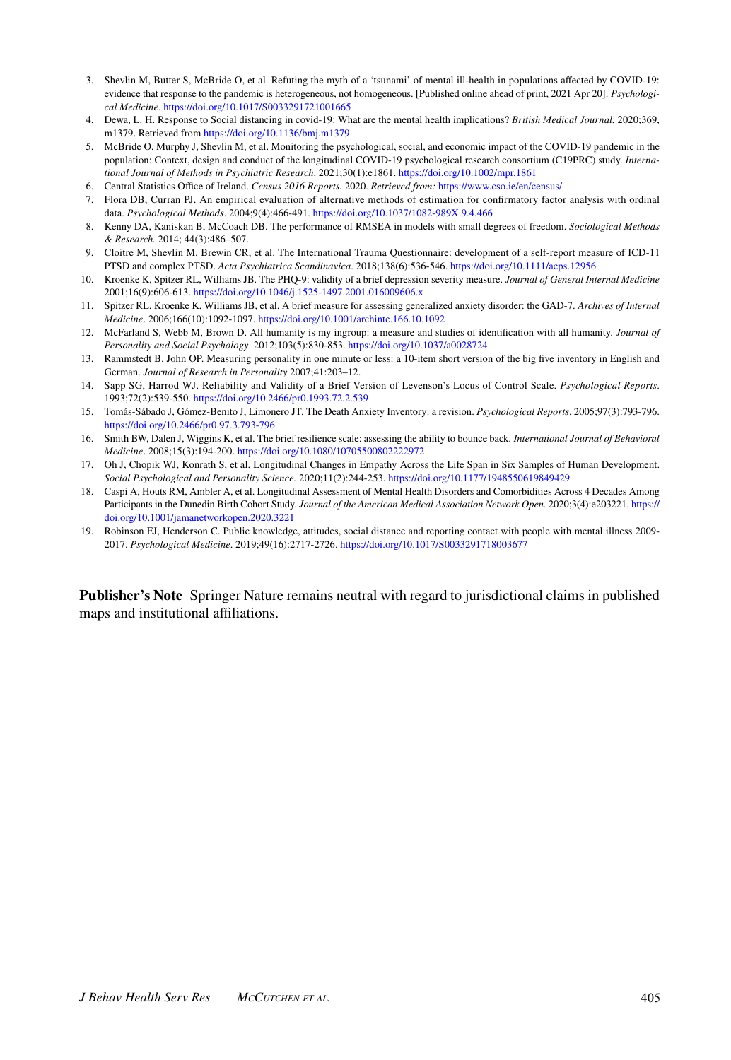3. Shevlin M, Butter S, McBride O, et al. Refuting the myth of a 'tsunami' of mental ill-health in populations affected by COVID-19: evidence that response to the pandemic is heterogeneous, not homogeneous. [Published online ahead of print, 2021 Apr 20]. *Psychological Medicine*. https://doi.org/10.1017/S0033291721001665
4. Dewa, L. H. Response to Social distancing in covid-19: What are the mental health implications? *British Medical Journal.* 2020;369, m1379. Retrieved from https://doi.org/10.1136/bmj.m1379
5. McBride O, Murphy J, Shevlin M, et al. Monitoring the psychological, social, and economic impact of the COVID-19 pandemic in the population: Context, design and conduct of the longitudinal COVID-19 psychological research consortium (C19PRC) study. *International Journal of Methods in Psychiatric Research*. 2021;30(1):e1861. https://doi.org/10.1002/mpr.1861
6. Central Statistics Office of Ireland. *Census 2016 Reports.* 2020. *Retrieved from:* https://www.cso.ie/en/census/
7. Flora DB, Curran PJ. An empirical evaluation of alternative methods of estimation for confirmatory factor analysis with ordinal data. *Psychological Methods*. 2004;9(4):466-491. https://doi.org/10.1037/1082-989X.9.4.466
8. Kenny DA, Kaniskan B, McCoach DB. The performance of RMSEA in models with small degrees of freedom. *Sociological Methods & Research.* 2014; 44(3):486–507.
9. Cloitre M, Shevlin M, Brewin CR, et al. The International Trauma Questionnaire: development of a self-report measure of ICD-11 PTSD and complex PTSD. *Acta Psychiatrica Scandinavica*. 2018;138(6):536-546. https://doi.org/10.1111/acps.12956
10. Kroenke K, Spitzer RL, Williams JB. The PHQ-9: validity of a brief depression severity measure. *Journal of General Internal Medicine* 2001;16(9):606-613. https://doi.org/10.1046/j.1525-1497.2001.016009606.x
11. Spitzer RL, Kroenke K, Williams JB, et al. A brief measure for assessing generalized anxiety disorder: the GAD-7. *Archives of Internal Medicine*. 2006;166(10):1092-1097. https://doi.org/10.1001/archinte.166.10.1092
12. McFarland S, Webb M, Brown D. All humanity is my ingroup: a measure and studies of identification with all humanity. *Journal of Personality and Social Psychology*. 2012;103(5):830-853. https://doi.org/10.1037/a0028724
13. Rammstedt B, John OP. Measuring personality in one minute or less: a 10-item short version of the big five inventory in English and German. *Journal of Research in Personality* 2007;41:203–12.
14. Sapp SG, Harrod WJ. Reliability and Validity of a Brief Version of Levenson's Locus of Control Scale. *Psychological Reports*. 1993;72(2):539-550. https://doi.org/10.2466/pr0.1993.72.2.539
15. Tomás-Sábado J, Gómez-Benito J, Limonero JT. The Death Anxiety Inventory: a revision. *Psychological Reports*. 2005;97(3):793-796. https://doi.org/10.2466/pr0.97.3.793-796
16. Smith BW, Dalen J, Wiggins K, et al. The brief resilience scale: assessing the ability to bounce back. *International Journal of Behavioral Medicine*. 2008;15(3):194-200. https://doi.org/10.1080/10705500802222972
17. Oh J, Chopik WJ, Konrath S, et al. Longitudinal Changes in Empathy Across the Life Span in Six Samples of Human Development. *Social Psychological and Personality Science.* 2020;11(2):244-253. https://doi.org/10.1177/1948550619849429
18. Caspi A, Houts RM, Ambler A, et al. Longitudinal Assessment of Mental Health Disorders and Comorbidities Across 4 Decades Among Participants in the Dunedin Birth Cohort Study. *Journal of the American Medical Association Network Open.* 2020;3(4):e203221. https://doi.org/10.1001/jamanetworkopen.2020.3221
19. Robinson EJ, Henderson C. Public knowledge, attitudes, social distance and reporting contact with people with mental illness 2009-2017. *Psychological Medicine*. 2019;49(16):2717-2726. https://doi.org/10.1017/S0033291718003677

**Publisher's Note** Springer Nature remains neutral with regard to jurisdictional claims in published maps and institutional affiliations.